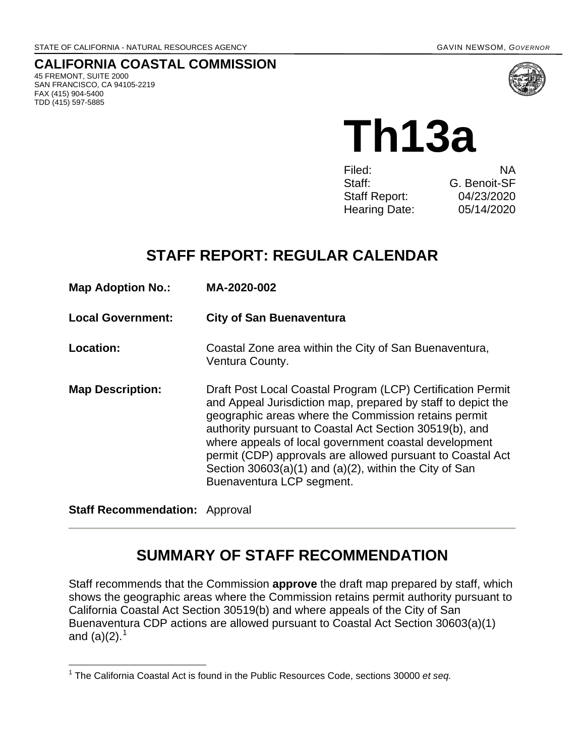STATE OF CALIFORNIA - NATURAL RESOURCES AGENCY GAVIN NEWSOM, *GOVERNOR*

**CALIFORNIA COASTAL COMMISSION**
45 FREMONT, SUITE 2000
SAN FRANCISCO, CA 94105-2219
FAX (415) 904-5400
TDD (415) 597-5885

# Th13a

| | |
|---|---|
| Filed: | NA |
| Staff: | G. Benoit-SF |
| Staff Report: | 04/23/2020 |
| Hearing Date: | 05/14/2020 |

## STAFF REPORT: REGULAR CALENDAR

**Map Adoption No.:** **MA-2020-002**

**Local Government:** **City of San Buenaventura**

**Location:** Coastal Zone area within the City of San Buenaventura, Ventura County.

**Map Description:** Draft Post Local Coastal Program (LCP) Certification Permit and Appeal Jurisdiction map, prepared by staff to depict the geographic areas where the Commission retains permit authority pursuant to Coastal Act Section 30519(b), and where appeals of local government coastal development permit (CDP) approvals are allowed pursuant to Coastal Act Section 30603(a)(1) and (a)(2), within the City of San Buenaventura LCP segment.

**Staff Recommendation:** Approval

---

## SUMMARY OF STAFF RECOMMENDATION

Staff recommends that the Commission **approve** the draft map prepared by staff, which shows the geographic areas where the Commission retains permit authority pursuant to California Coastal Act Section 30519(b) and where appeals of the City of San Buenaventura CDP actions are allowed pursuant to Coastal Act Section 30603(a)(1) and (a)(2).[1]

---

[1] The California Coastal Act is found in the Public Resources Code, sections 30000 *et seq.*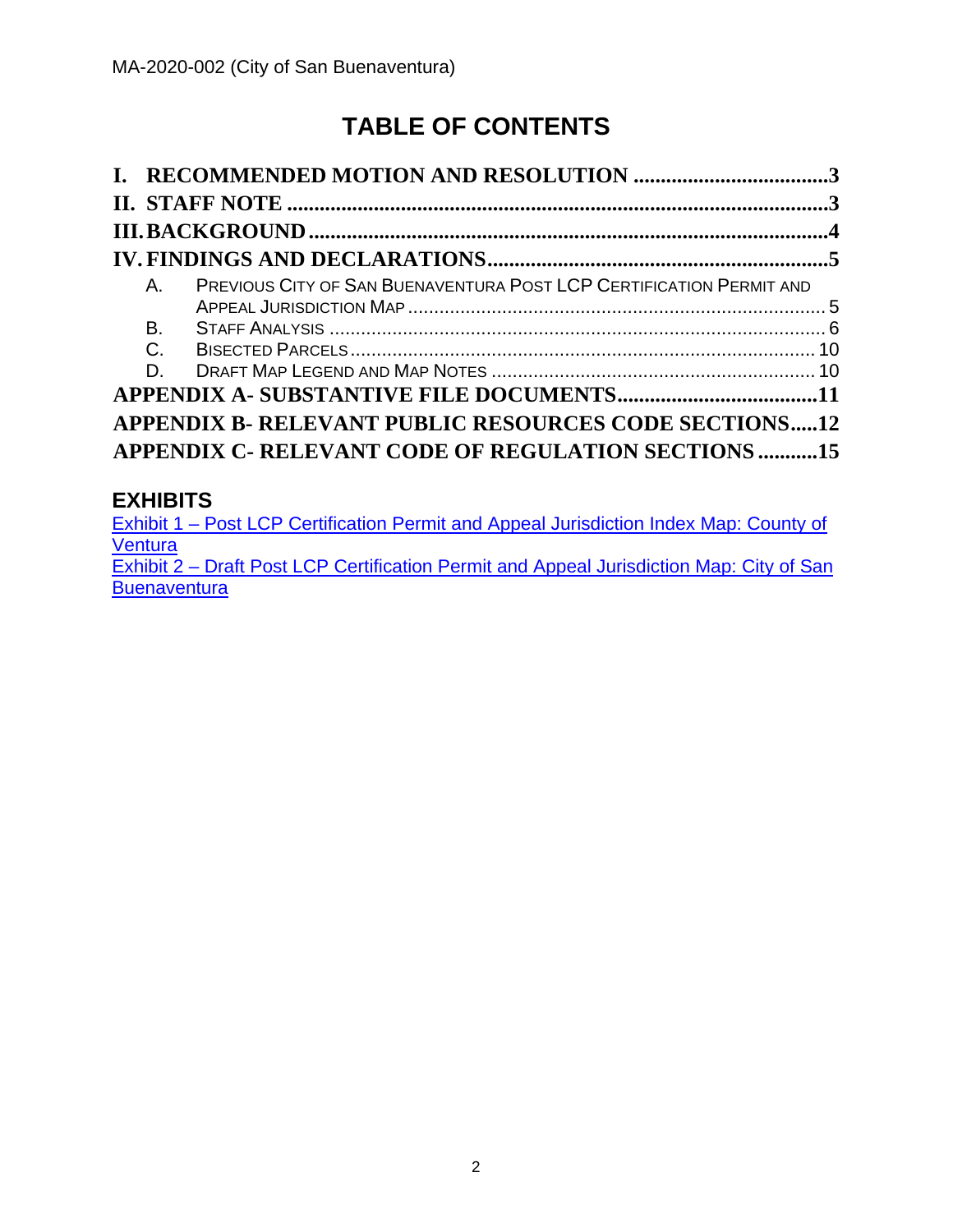# TABLE OF CONTENTS

**I. RECOMMENDED MOTION AND RESOLUTION ....................................3**

**II. STAFF NOTE ....................................................................................................3**

**III. BACKGROUND ...............................................................................................4**

**IV. FINDINGS AND DECLARATIONS...............................................................5**

- A. PREVIOUS CITY OF SAN BUENAVENTURA POST LCP CERTIFICATION PERMIT AND APPEAL JURISDICTION MAP ............................................................................... 5
- B. STAFF ANALYSIS ............................................................................................... 6
- C. BISECTED PARCELS ......................................................................................... 10
- D. DRAFT MAP LEGEND AND MAP NOTES ............................................................. 10

**APPENDIX A- SUBSTANTIVE FILE DOCUMENTS....................................11**

**APPENDIX B- RELEVANT PUBLIC RESOURCES CODE SECTIONS.....12**

**APPENDIX C- RELEVANT CODE OF REGULATION SECTIONS ...........15**

## EXHIBITS

Exhibit 1 – Post LCP Certification Permit and Appeal Jurisdiction Index Map: County of Ventura

Exhibit 2 – Draft Post LCP Certification Permit and Appeal Jurisdiction Map: City of San Buenaventura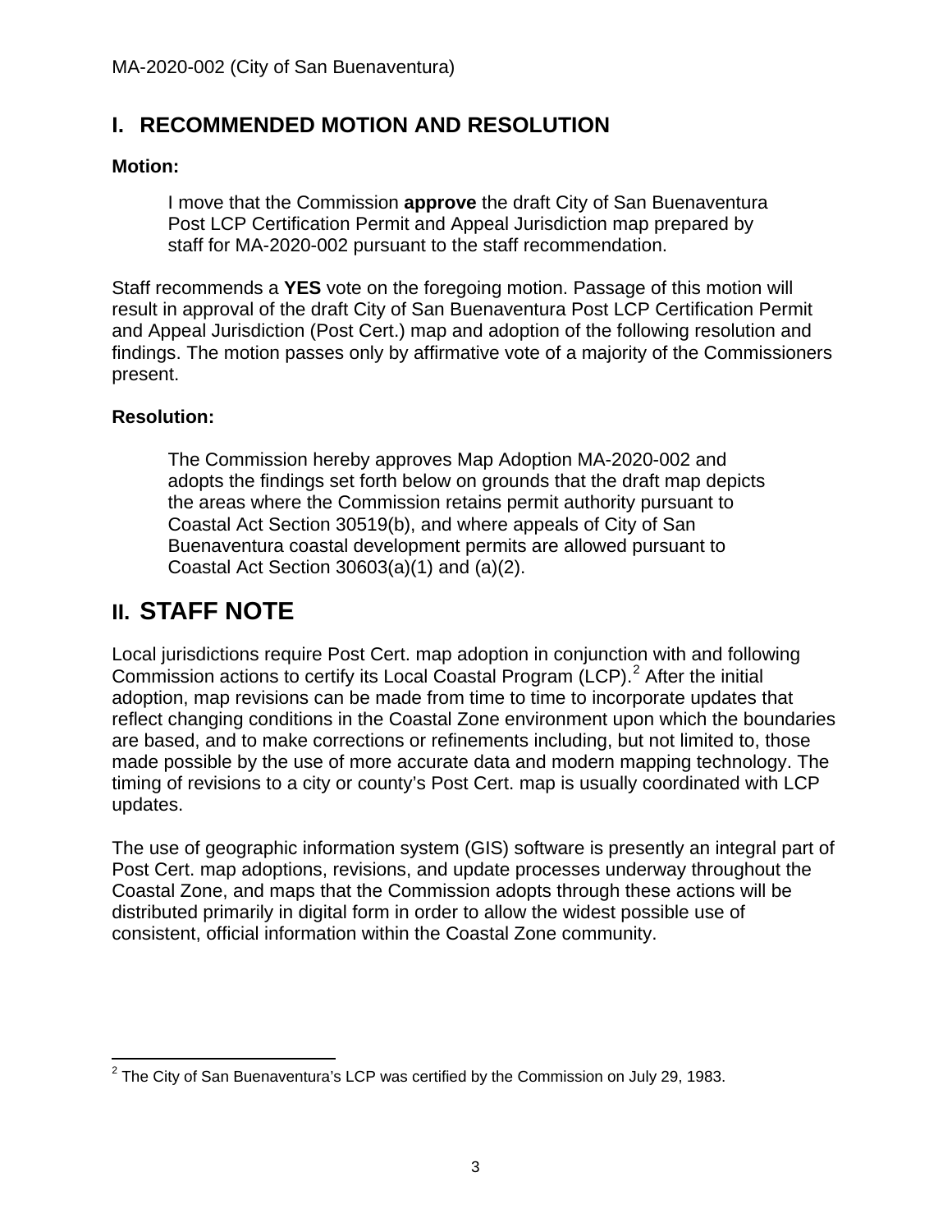## I. RECOMMENDED MOTION AND RESOLUTION

**Motion:**

> I move that the Commission **approve** the draft City of San Buenaventura Post LCP Certification Permit and Appeal Jurisdiction map prepared by staff for MA-2020-002 pursuant to the staff recommendation.

Staff recommends a **YES** vote on the foregoing motion. Passage of this motion will result in approval of the draft City of San Buenaventura Post LCP Certification Permit and Appeal Jurisdiction (Post Cert.) map and adoption of the following resolution and findings. The motion passes only by affirmative vote of a majority of the Commissioners present.

**Resolution:**

> The Commission hereby approves Map Adoption MA-2020-002 and adopts the findings set forth below on grounds that the draft map depicts the areas where the Commission retains permit authority pursuant to Coastal Act Section 30519(b), and where appeals of City of San Buenaventura coastal development permits are allowed pursuant to Coastal Act Section 30603(a)(1) and (a)(2).

## II. STAFF NOTE

Local jurisdictions require Post Cert. map adoption in conjunction with and following Commission actions to certify its Local Coastal Program (LCP).[2] After the initial adoption, map revisions can be made from time to time to incorporate updates that reflect changing conditions in the Coastal Zone environment upon which the boundaries are based, and to make corrections or refinements including, but not limited to, those made possible by the use of more accurate data and modern mapping technology. The timing of revisions to a city or county's Post Cert. map is usually coordinated with LCP updates.

The use of geographic information system (GIS) software is presently an integral part of Post Cert. map adoptions, revisions, and update processes underway throughout the Coastal Zone, and maps that the Commission adopts through these actions will be distributed primarily in digital form in order to allow the widest possible use of consistent, official information within the Coastal Zone community.

[2] The City of San Buenaventura's LCP was certified by the Commission on July 29, 1983.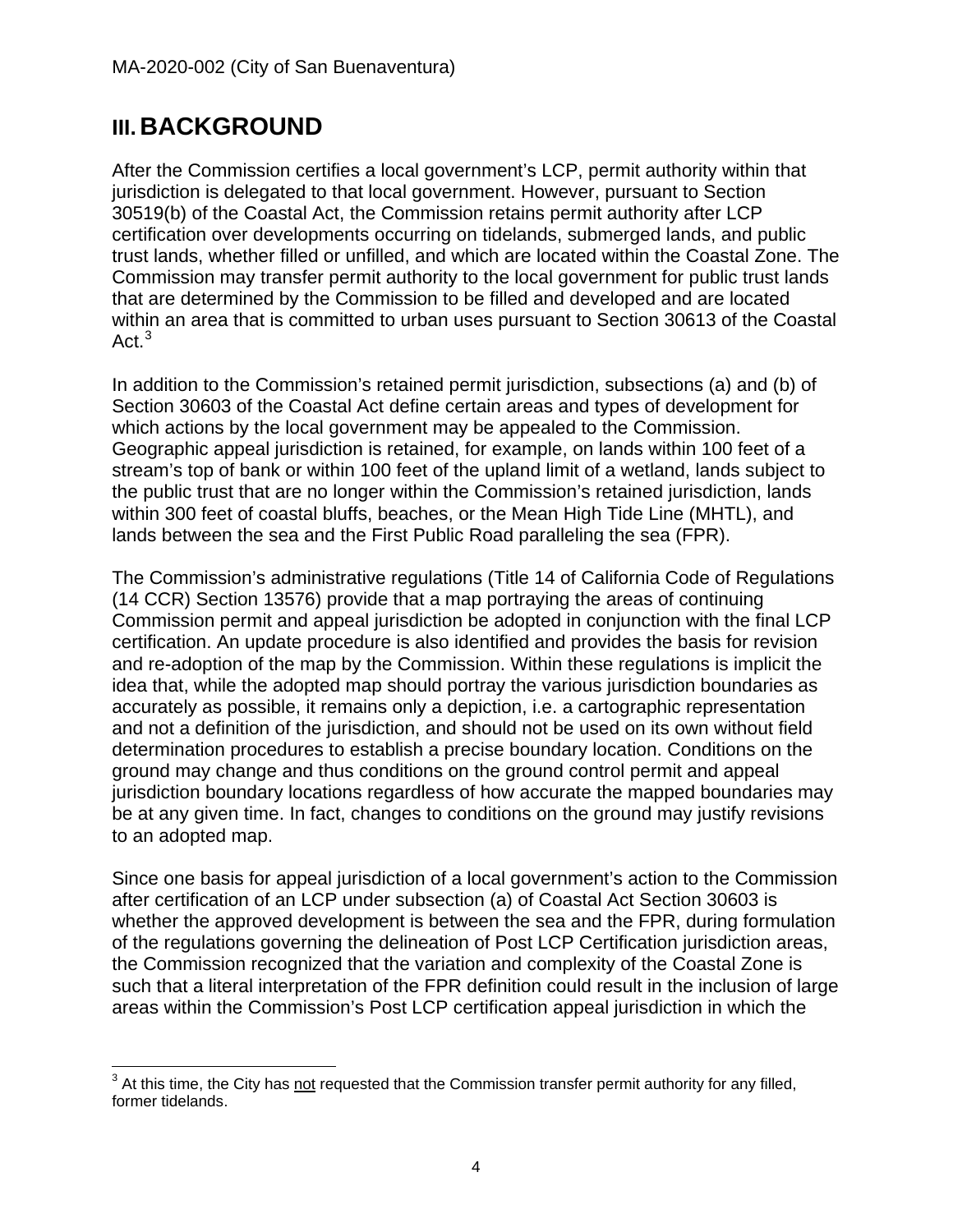# III. BACKGROUND

After the Commission certifies a local government's LCP, permit authority within that jurisdiction is delegated to that local government. However, pursuant to Section 30519(b) of the Coastal Act, the Commission retains permit authority after LCP certification over developments occurring on tidelands, submerged lands, and public trust lands, whether filled or unfilled, and which are located within the Coastal Zone. The Commission may transfer permit authority to the local government for public trust lands that are determined by the Commission to be filled and developed and are located within an area that is committed to urban uses pursuant to Section 30613 of the Coastal Act.[3]

In addition to the Commission's retained permit jurisdiction, subsections (a) and (b) of Section 30603 of the Coastal Act define certain areas and types of development for which actions by the local government may be appealed to the Commission. Geographic appeal jurisdiction is retained, for example, on lands within 100 feet of a stream's top of bank or within 100 feet of the upland limit of a wetland, lands subject to the public trust that are no longer within the Commission's retained jurisdiction, lands within 300 feet of coastal bluffs, beaches, or the Mean High Tide Line (MHTL), and lands between the sea and the First Public Road paralleling the sea (FPR).

The Commission's administrative regulations (Title 14 of California Code of Regulations (14 CCR) Section 13576) provide that a map portraying the areas of continuing Commission permit and appeal jurisdiction be adopted in conjunction with the final LCP certification. An update procedure is also identified and provides the basis for revision and re-adoption of the map by the Commission. Within these regulations is implicit the idea that, while the adopted map should portray the various jurisdiction boundaries as accurately as possible, it remains only a depiction, i.e. a cartographic representation and not a definition of the jurisdiction, and should not be used on its own without field determination procedures to establish a precise boundary location. Conditions on the ground may change and thus conditions on the ground control permit and appeal jurisdiction boundary locations regardless of how accurate the mapped boundaries may be at any given time. In fact, changes to conditions on the ground may justify revisions to an adopted map.

Since one basis for appeal jurisdiction of a local government's action to the Commission after certification of an LCP under subsection (a) of Coastal Act Section 30603 is whether the approved development is between the sea and the FPR, during formulation of the regulations governing the delineation of Post LCP Certification jurisdiction areas, the Commission recognized that the variation and complexity of the Coastal Zone is such that a literal interpretation of the FPR definition could result in the inclusion of large areas within the Commission's Post LCP certification appeal jurisdiction in which the

---

[3] At this time, the City has not requested that the Commission transfer permit authority for any filled, former tidelands.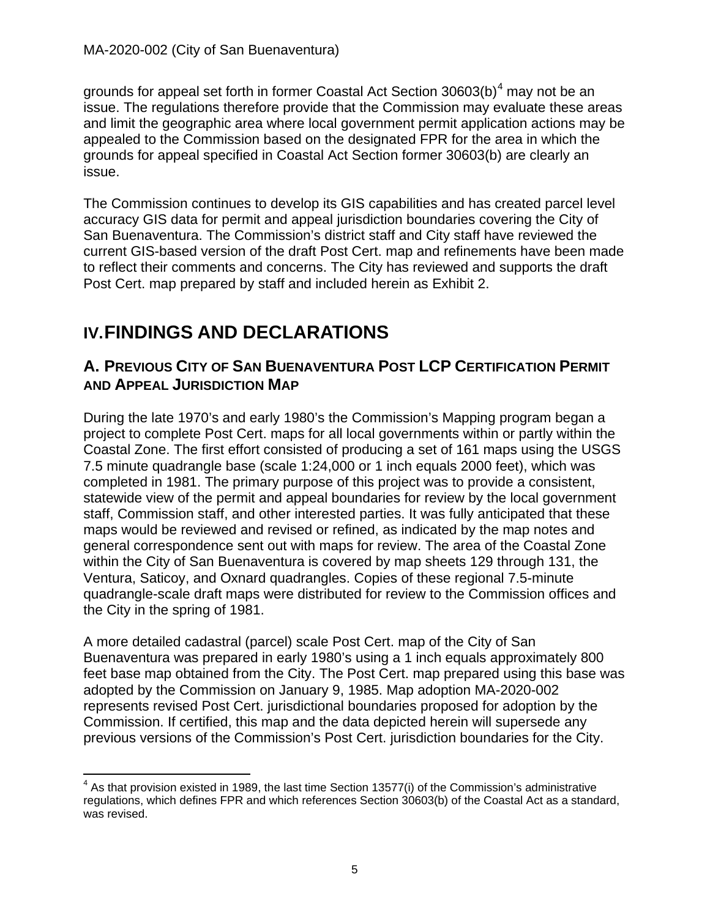grounds for appeal set forth in former Coastal Act Section 30603(b)[4] may not be an issue. The regulations therefore provide that the Commission may evaluate these areas and limit the geographic area where local government permit application actions may be appealed to the Commission based on the designated FPR for the area in which the grounds for appeal specified in Coastal Act Section former 30603(b) are clearly an issue.

The Commission continues to develop its GIS capabilities and has created parcel level accuracy GIS data for permit and appeal jurisdiction boundaries covering the City of San Buenaventura. The Commission's district staff and City staff have reviewed the current GIS-based version of the draft Post Cert. map and refinements have been made to reflect their comments and concerns. The City has reviewed and supports the draft Post Cert. map prepared by staff and included herein as Exhibit 2.

# IV. FINDINGS AND DECLARATIONS

## A. PREVIOUS CITY OF SAN BUENAVENTURA POST LCP CERTIFICATION PERMIT AND APPEAL JURISDICTION MAP

During the late 1970's and early 1980's the Commission's Mapping program began a project to complete Post Cert. maps for all local governments within or partly within the Coastal Zone. The first effort consisted of producing a set of 161 maps using the USGS 7.5 minute quadrangle base (scale 1:24,000 or 1 inch equals 2000 feet), which was completed in 1981. The primary purpose of this project was to provide a consistent, statewide view of the permit and appeal boundaries for review by the local government staff, Commission staff, and other interested parties. It was fully anticipated that these maps would be reviewed and revised or refined, as indicated by the map notes and general correspondence sent out with maps for review. The area of the Coastal Zone within the City of San Buenaventura is covered by map sheets 129 through 131, the Ventura, Saticoy, and Oxnard quadrangles. Copies of these regional 7.5-minute quadrangle-scale draft maps were distributed for review to the Commission offices and the City in the spring of 1981.

A more detailed cadastral (parcel) scale Post Cert. map of the City of San Buenaventura was prepared in early 1980's using a 1 inch equals approximately 800 feet base map obtained from the City. The Post Cert. map prepared using this base was adopted by the Commission on January 9, 1985. Map adoption MA-2020-002 represents revised Post Cert. jurisdictional boundaries proposed for adoption by the Commission. If certified, this map and the data depicted herein will supersede any previous versions of the Commission's Post Cert. jurisdiction boundaries for the City.

---

[4] As that provision existed in 1989, the last time Section 13577(i) of the Commission's administrative regulations, which defines FPR and which references Section 30603(b) of the Coastal Act as a standard, was revised.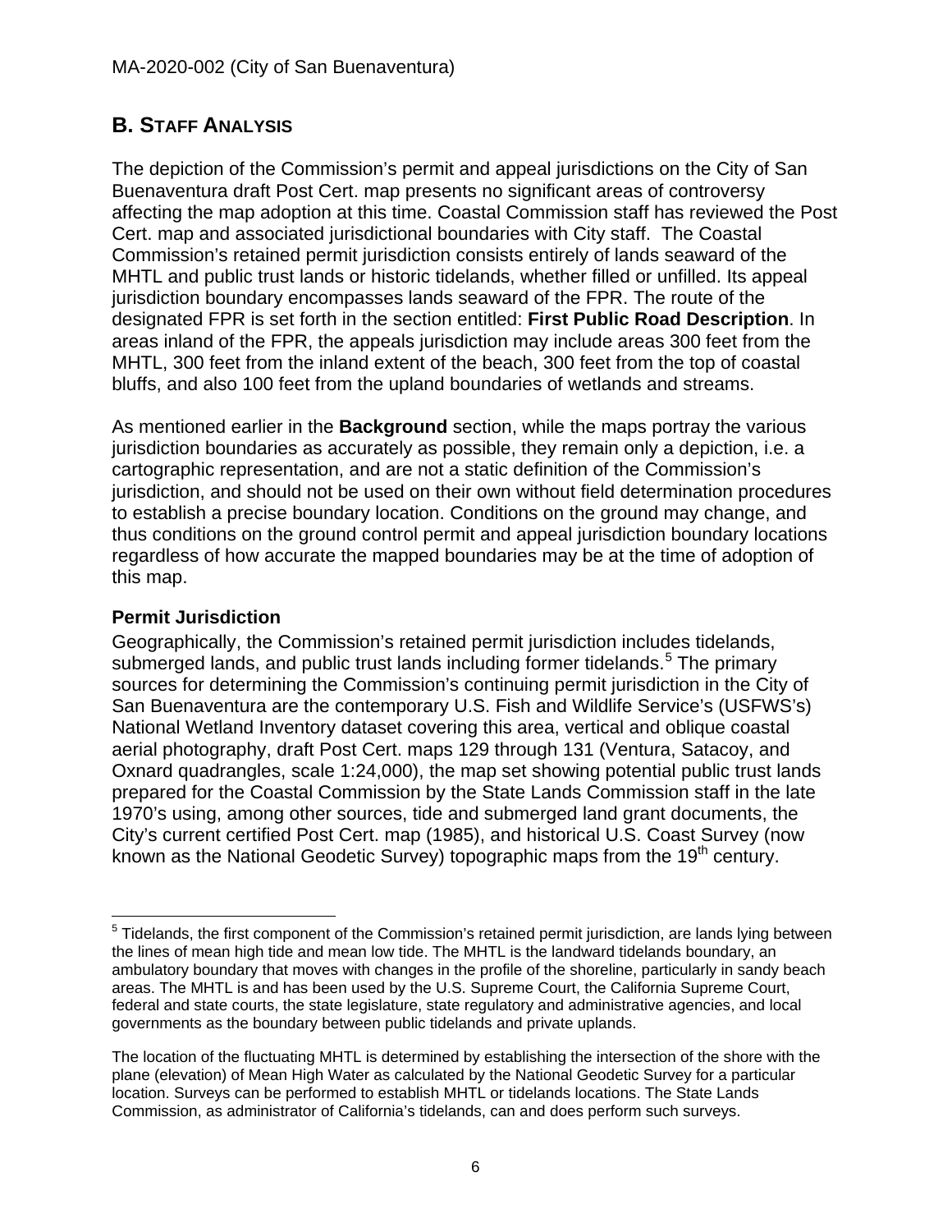## B. STAFF ANALYSIS

The depiction of the Commission's permit and appeal jurisdictions on the City of San Buenaventura draft Post Cert. map presents no significant areas of controversy affecting the map adoption at this time. Coastal Commission staff has reviewed the Post Cert. map and associated jurisdictional boundaries with City staff. The Coastal Commission's retained permit jurisdiction consists entirely of lands seaward of the MHTL and public trust lands or historic tidelands, whether filled or unfilled. Its appeal jurisdiction boundary encompasses lands seaward of the FPR. The route of the designated FPR is set forth in the section entitled: **First Public Road Description**. In areas inland of the FPR, the appeals jurisdiction may include areas 300 feet from the MHTL, 300 feet from the inland extent of the beach, 300 feet from the top of coastal bluffs, and also 100 feet from the upland boundaries of wetlands and streams.

As mentioned earlier in the **Background** section, while the maps portray the various jurisdiction boundaries as accurately as possible, they remain only a depiction, i.e. a cartographic representation, and are not a static definition of the Commission's jurisdiction, and should not be used on their own without field determination procedures to establish a precise boundary location. Conditions on the ground may change, and thus conditions on the ground control permit and appeal jurisdiction boundary locations regardless of how accurate the mapped boundaries may be at the time of adoption of this map.

### Permit Jurisdiction

Geographically, the Commission's retained permit jurisdiction includes tidelands, submerged lands, and public trust lands including former tidelands.[5] The primary sources for determining the Commission's continuing permit jurisdiction in the City of San Buenaventura are the contemporary U.S. Fish and Wildlife Service's (USFWS's) National Wetland Inventory dataset covering this area, vertical and oblique coastal aerial photography, draft Post Cert. maps 129 through 131 (Ventura, Satacoy, and Oxnard quadrangles, scale 1:24,000), the map set showing potential public trust lands prepared for the Coastal Commission by the State Lands Commission staff in the late 1970's using, among other sources, tide and submerged land grant documents, the City's current certified Post Cert. map (1985), and historical U.S. Coast Survey (now known as the National Geodetic Survey) topographic maps from the 19th century.

---

[5] Tidelands, the first component of the Commission's retained permit jurisdiction, are lands lying between the lines of mean high tide and mean low tide. The MHTL is the landward tidelands boundary, an ambulatory boundary that moves with changes in the profile of the shoreline, particularly in sandy beach areas. The MHTL is and has been used by the U.S. Supreme Court, the California Supreme Court, federal and state courts, the state legislature, state regulatory and administrative agencies, and local governments as the boundary between public tidelands and private uplands.

The location of the fluctuating MHTL is determined by establishing the intersection of the shore with the plane (elevation) of Mean High Water as calculated by the National Geodetic Survey for a particular location. Surveys can be performed to establish MHTL or tidelands locations. The State Lands Commission, as administrator of California's tidelands, can and does perform such surveys.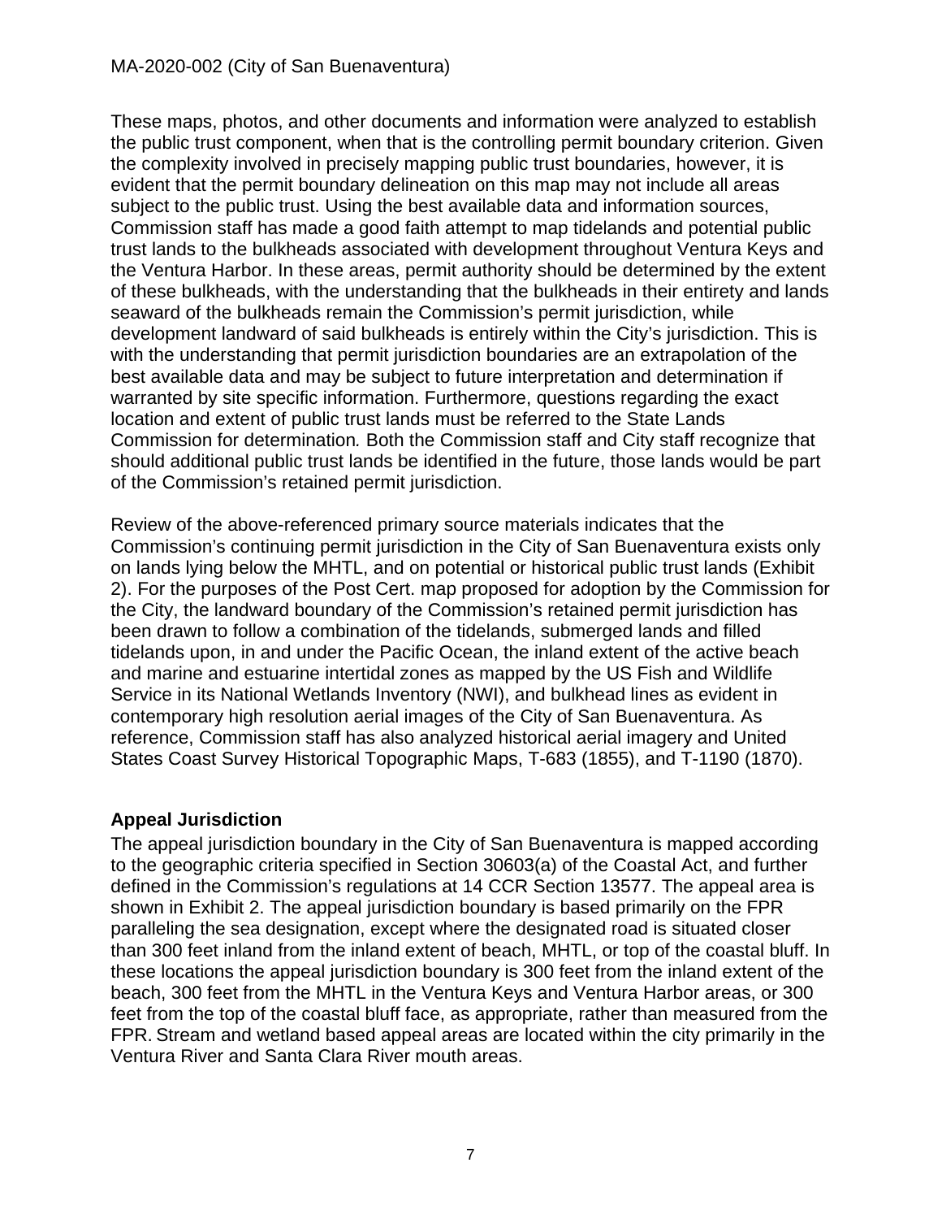These maps, photos, and other documents and information were analyzed to establish the public trust component, when that is the controlling permit boundary criterion. Given the complexity involved in precisely mapping public trust boundaries, however, it is evident that the permit boundary delineation on this map may not include all areas subject to the public trust. Using the best available data and information sources, Commission staff has made a good faith attempt to map tidelands and potential public trust lands to the bulkheads associated with development throughout Ventura Keys and the Ventura Harbor. In these areas, permit authority should be determined by the extent of these bulkheads, with the understanding that the bulkheads in their entirety and lands seaward of the bulkheads remain the Commission's permit jurisdiction, while development landward of said bulkheads is entirely within the City's jurisdiction. This is with the understanding that permit jurisdiction boundaries are an extrapolation of the best available data and may be subject to future interpretation and determination if warranted by site specific information. Furthermore, questions regarding the exact location and extent of public trust lands must be referred to the State Lands Commission for determination. Both the Commission staff and City staff recognize that should additional public trust lands be identified in the future, those lands would be part of the Commission's retained permit jurisdiction.

Review of the above-referenced primary source materials indicates that the Commission's continuing permit jurisdiction in the City of San Buenaventura exists only on lands lying below the MHTL, and on potential or historical public trust lands (Exhibit 2). For the purposes of the Post Cert. map proposed for adoption by the Commission for the City, the landward boundary of the Commission's retained permit jurisdiction has been drawn to follow a combination of the tidelands, submerged lands and filled tidelands upon, in and under the Pacific Ocean, the inland extent of the active beach and marine and estuarine intertidal zones as mapped by the US Fish and Wildlife Service in its National Wetlands Inventory (NWI), and bulkhead lines as evident in contemporary high resolution aerial images of the City of San Buenaventura. As reference, Commission staff has also analyzed historical aerial imagery and United States Coast Survey Historical Topographic Maps, T-683 (1855), and T-1190 (1870).

### Appeal Jurisdiction

The appeal jurisdiction boundary in the City of San Buenaventura is mapped according to the geographic criteria specified in Section 30603(a) of the Coastal Act, and further defined in the Commission's regulations at 14 CCR Section 13577. The appeal area is shown in Exhibit 2. The appeal jurisdiction boundary is based primarily on the FPR paralleling the sea designation, except where the designated road is situated closer than 300 feet inland from the inland extent of beach, MHTL, or top of the coastal bluff. In these locations the appeal jurisdiction boundary is 300 feet from the inland extent of the beach, 300 feet from the MHTL in the Ventura Keys and Ventura Harbor areas, or 300 feet from the top of the coastal bluff face, as appropriate, rather than measured from the FPR. Stream and wetland based appeal areas are located within the city primarily in the Ventura River and Santa Clara River mouth areas.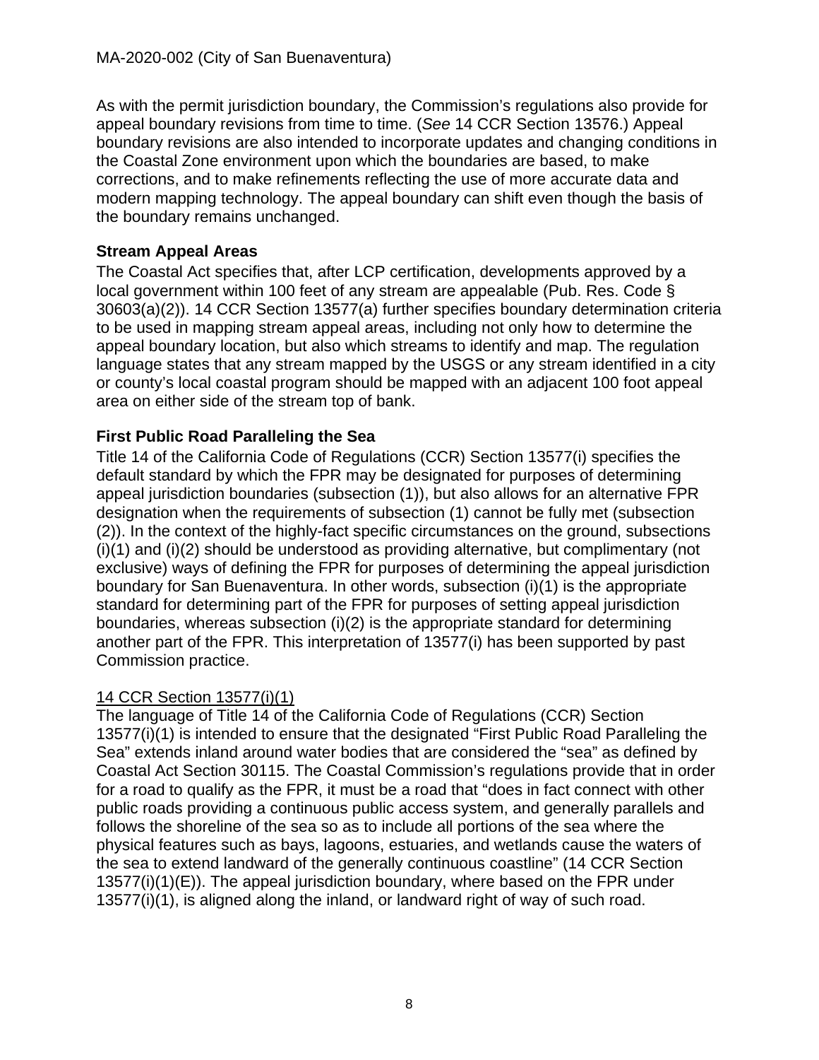As with the permit jurisdiction boundary, the Commission's regulations also provide for appeal boundary revisions from time to time. (*See* 14 CCR Section 13576.) Appeal boundary revisions are also intended to incorporate updates and changing conditions in the Coastal Zone environment upon which the boundaries are based, to make corrections, and to make refinements reflecting the use of more accurate data and modern mapping technology. The appeal boundary can shift even though the basis of the boundary remains unchanged.

**Stream Appeal Areas**

The Coastal Act specifies that, after LCP certification, developments approved by a local government within 100 feet of any stream are appealable (Pub. Res. Code § 30603(a)(2)). 14 CCR Section 13577(a) further specifies boundary determination criteria to be used in mapping stream appeal areas, including not only how to determine the appeal boundary location, but also which streams to identify and map. The regulation language states that any stream mapped by the USGS or any stream identified in a city or county's local coastal program should be mapped with an adjacent 100 foot appeal area on either side of the stream top of bank.

**First Public Road Paralleling the Sea**

Title 14 of the California Code of Regulations (CCR) Section 13577(i) specifies the default standard by which the FPR may be designated for purposes of determining appeal jurisdiction boundaries (subsection (1)), but also allows for an alternative FPR designation when the requirements of subsection (1) cannot be fully met (subsection (2)). In the context of the highly-fact specific circumstances on the ground, subsections (i)(1) and (i)(2) should be understood as providing alternative, but complimentary (not exclusive) ways of defining the FPR for purposes of determining the appeal jurisdiction boundary for San Buenaventura. In other words, subsection (i)(1) is the appropriate standard for determining part of the FPR for purposes of setting appeal jurisdiction boundaries, whereas subsection (i)(2) is the appropriate standard for determining another part of the FPR. This interpretation of 13577(i) has been supported by past Commission practice.

<u>14 CCR Section 13577(i)(1)</u>

The language of Title 14 of the California Code of Regulations (CCR) Section 13577(i)(1) is intended to ensure that the designated "First Public Road Paralleling the Sea" extends inland around water bodies that are considered the "sea" as defined by Coastal Act Section 30115. The Coastal Commission's regulations provide that in order for a road to qualify as the FPR, it must be a road that "does in fact connect with other public roads providing a continuous public access system, and generally parallels and follows the shoreline of the sea so as to include all portions of the sea where the physical features such as bays, lagoons, estuaries, and wetlands cause the waters of the sea to extend landward of the generally continuous coastline" (14 CCR Section 13577(i)(1)(E)). The appeal jurisdiction boundary, where based on the FPR under 13577(i)(1), is aligned along the inland, or landward right of way of such road.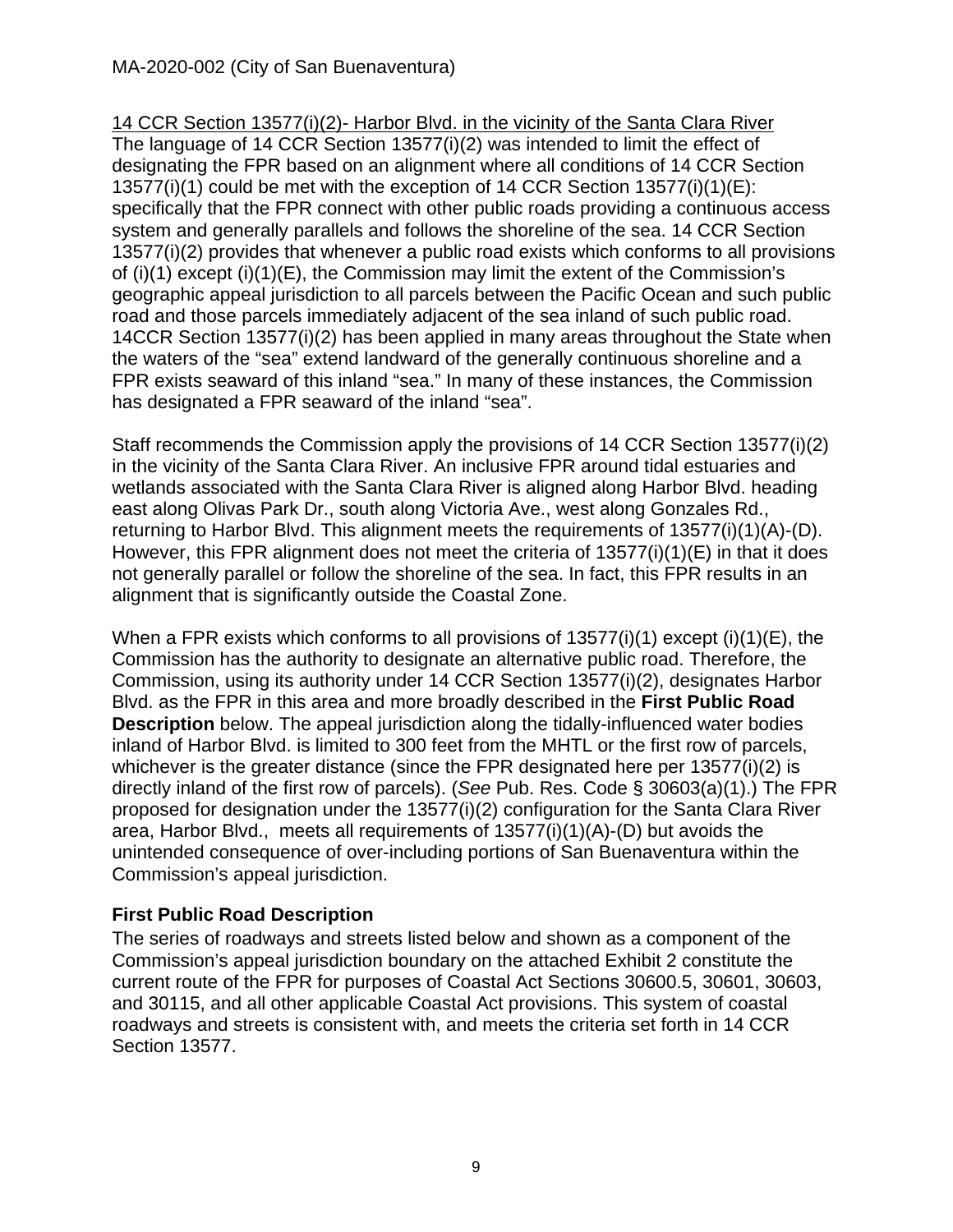<u>14 CCR Section 13577(i)(2)- Harbor Blvd. in the vicinity of the Santa Clara River</u>
The language of 14 CCR Section 13577(i)(2) was intended to limit the effect of designating the FPR based on an alignment where all conditions of 14 CCR Section 13577(i)(1) could be met with the exception of 14 CCR Section 13577(i)(1)(E): specifically that the FPR connect with other public roads providing a continuous access system and generally parallels and follows the shoreline of the sea. 14 CCR Section 13577(i)(2) provides that whenever a public road exists which conforms to all provisions of (i)(1) except (i)(1)(E), the Commission may limit the extent of the Commission's geographic appeal jurisdiction to all parcels between the Pacific Ocean and such public road and those parcels immediately adjacent of the sea inland of such public road. 14CCR Section 13577(i)(2) has been applied in many areas throughout the State when the waters of the "sea" extend landward of the generally continuous shoreline and a FPR exists seaward of this inland "sea." In many of these instances, the Commission has designated a FPR seaward of the inland "sea".

Staff recommends the Commission apply the provisions of 14 CCR Section 13577(i)(2) in the vicinity of the Santa Clara River. An inclusive FPR around tidal estuaries and wetlands associated with the Santa Clara River is aligned along Harbor Blvd. heading east along Olivas Park Dr., south along Victoria Ave., west along Gonzales Rd., returning to Harbor Blvd. This alignment meets the requirements of 13577(i)(1)(A)-(D). However, this FPR alignment does not meet the criteria of 13577(i)(1)(E) in that it does not generally parallel or follow the shoreline of the sea. In fact, this FPR results in an alignment that is significantly outside the Coastal Zone.

When a FPR exists which conforms to all provisions of 13577(i)(1) except (i)(1)(E), the Commission has the authority to designate an alternative public road. Therefore, the Commission, using its authority under 14 CCR Section 13577(i)(2), designates Harbor Blvd. as the FPR in this area and more broadly described in the **First Public Road Description** below. The appeal jurisdiction along the tidally-influenced water bodies inland of Harbor Blvd. is limited to 300 feet from the MHTL or the first row of parcels, whichever is the greater distance (since the FPR designated here per 13577(i)(2) is directly inland of the first row of parcels). (*See* Pub. Res. Code § 30603(a)(1).) The FPR proposed for designation under the 13577(i)(2) configuration for the Santa Clara River area, Harbor Blvd., meets all requirements of 13577(i)(1)(A)-(D) but avoids the unintended consequence of over-including portions of San Buenaventura within the Commission's appeal jurisdiction.

### First Public Road Description

The series of roadways and streets listed below and shown as a component of the Commission's appeal jurisdiction boundary on the attached Exhibit 2 constitute the current route of the FPR for purposes of Coastal Act Sections 30600.5, 30601, 30603, and 30115, and all other applicable Coastal Act provisions. This system of coastal roadways and streets is consistent with, and meets the criteria set forth in 14 CCR Section 13577.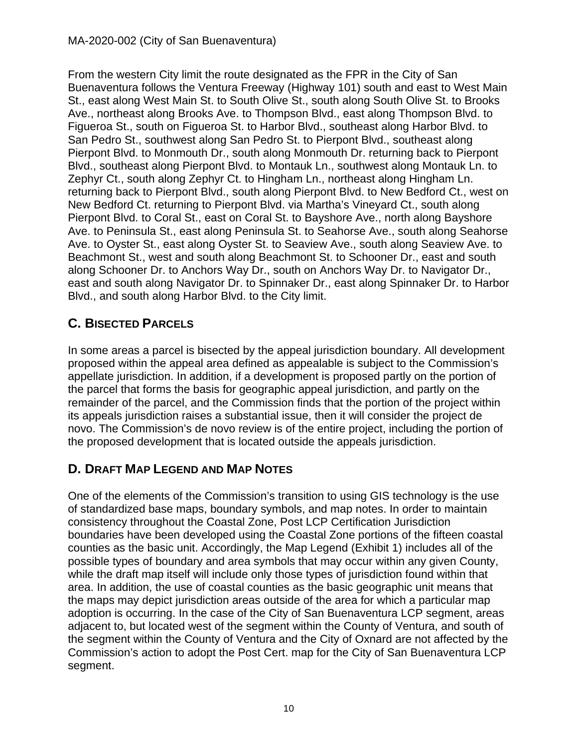From the western City limit the route designated as the FPR in the City of San Buenaventura follows the Ventura Freeway (Highway 101) south and east to West Main St., east along West Main St. to South Olive St., south along South Olive St. to Brooks Ave., northeast along Brooks Ave. to Thompson Blvd., east along Thompson Blvd. to Figueroa St., south on Figueroa St. to Harbor Blvd., southeast along Harbor Blvd. to San Pedro St., southwest along San Pedro St. to Pierpont Blvd., southeast along Pierpont Blvd. to Monmouth Dr., south along Monmouth Dr. returning back to Pierpont Blvd., southeast along Pierpont Blvd. to Montauk Ln., southwest along Montauk Ln. to Zephyr Ct., south along Zephyr Ct. to Hingham Ln., northeast along Hingham Ln. returning back to Pierpont Blvd., south along Pierpont Blvd. to New Bedford Ct., west on New Bedford Ct. returning to Pierpont Blvd. via Martha's Vineyard Ct., south along Pierpont Blvd. to Coral St., east on Coral St. to Bayshore Ave., north along Bayshore Ave. to Peninsula St., east along Peninsula St. to Seahorse Ave., south along Seahorse Ave. to Oyster St., east along Oyster St. to Seaview Ave., south along Seaview Ave. to Beachmont St., west and south along Beachmont St. to Schooner Dr., east and south along Schooner Dr. to Anchors Way Dr., south on Anchors Way Dr. to Navigator Dr., east and south along Navigator Dr. to Spinnaker Dr., east along Spinnaker Dr. to Harbor Blvd., and south along Harbor Blvd. to the City limit.

## C. Bisected Parcels

In some areas a parcel is bisected by the appeal jurisdiction boundary. All development proposed within the appeal area defined as appealable is subject to the Commission's appellate jurisdiction. In addition, if a development is proposed partly on the portion of the parcel that forms the basis for geographic appeal jurisdiction, and partly on the remainder of the parcel, and the Commission finds that the portion of the project within its appeals jurisdiction raises a substantial issue, then it will consider the project de novo. The Commission's de novo review is of the entire project, including the portion of the proposed development that is located outside the appeals jurisdiction.

## D. Draft Map Legend and Map Notes

One of the elements of the Commission's transition to using GIS technology is the use of standardized base maps, boundary symbols, and map notes. In order to maintain consistency throughout the Coastal Zone, Post LCP Certification Jurisdiction boundaries have been developed using the Coastal Zone portions of the fifteen coastal counties as the basic unit. Accordingly, the Map Legend (Exhibit 1) includes all of the possible types of boundary and area symbols that may occur within any given County, while the draft map itself will include only those types of jurisdiction found within that area. In addition, the use of coastal counties as the basic geographic unit means that the maps may depict jurisdiction areas outside of the area for which a particular map adoption is occurring. In the case of the City of San Buenaventura LCP segment, areas adjacent to, but located west of the segment within the County of Ventura, and south of the segment within the County of Ventura and the City of Oxnard are not affected by the Commission's action to adopt the Post Cert. map for the City of San Buenaventura LCP segment.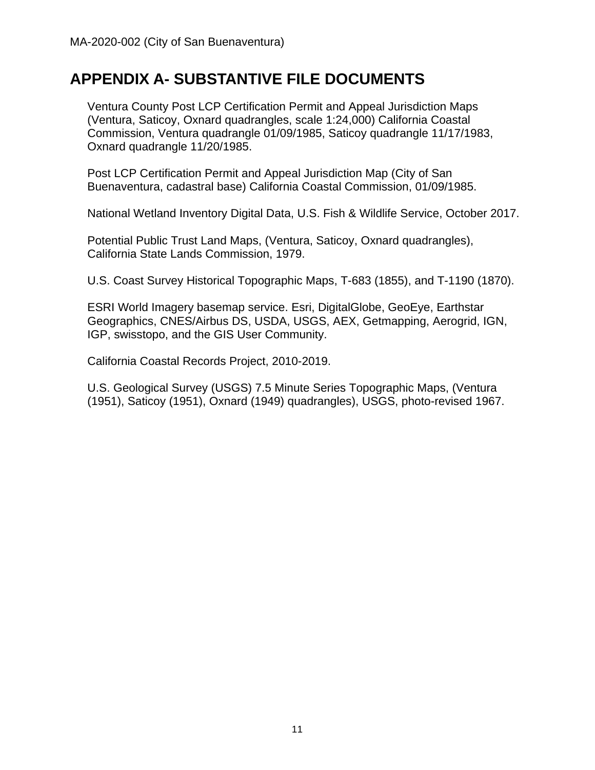# APPENDIX A- SUBSTANTIVE FILE DOCUMENTS

Ventura County Post LCP Certification Permit and Appeal Jurisdiction Maps (Ventura, Saticoy, Oxnard quadrangles, scale 1:24,000) California Coastal Commission, Ventura quadrangle 01/09/1985, Saticoy quadrangle 11/17/1983, Oxnard quadrangle 11/20/1985.

Post LCP Certification Permit and Appeal Jurisdiction Map (City of San Buenaventura, cadastral base) California Coastal Commission, 01/09/1985.

National Wetland Inventory Digital Data, U.S. Fish & Wildlife Service, October 2017.

Potential Public Trust Land Maps, (Ventura, Saticoy, Oxnard quadrangles), California State Lands Commission, 1979.

U.S. Coast Survey Historical Topographic Maps, T-683 (1855), and T-1190 (1870).

ESRI World Imagery basemap service. Esri, DigitalGlobe, GeoEye, Earthstar Geographics, CNES/Airbus DS, USDA, USGS, AEX, Getmapping, Aerogrid, IGN, IGP, swisstopo, and the GIS User Community.

California Coastal Records Project, 2010-2019.

U.S. Geological Survey (USGS) 7.5 Minute Series Topographic Maps, (Ventura (1951), Saticoy (1951), Oxnard (1949) quadrangles), USGS, photo-revised 1967.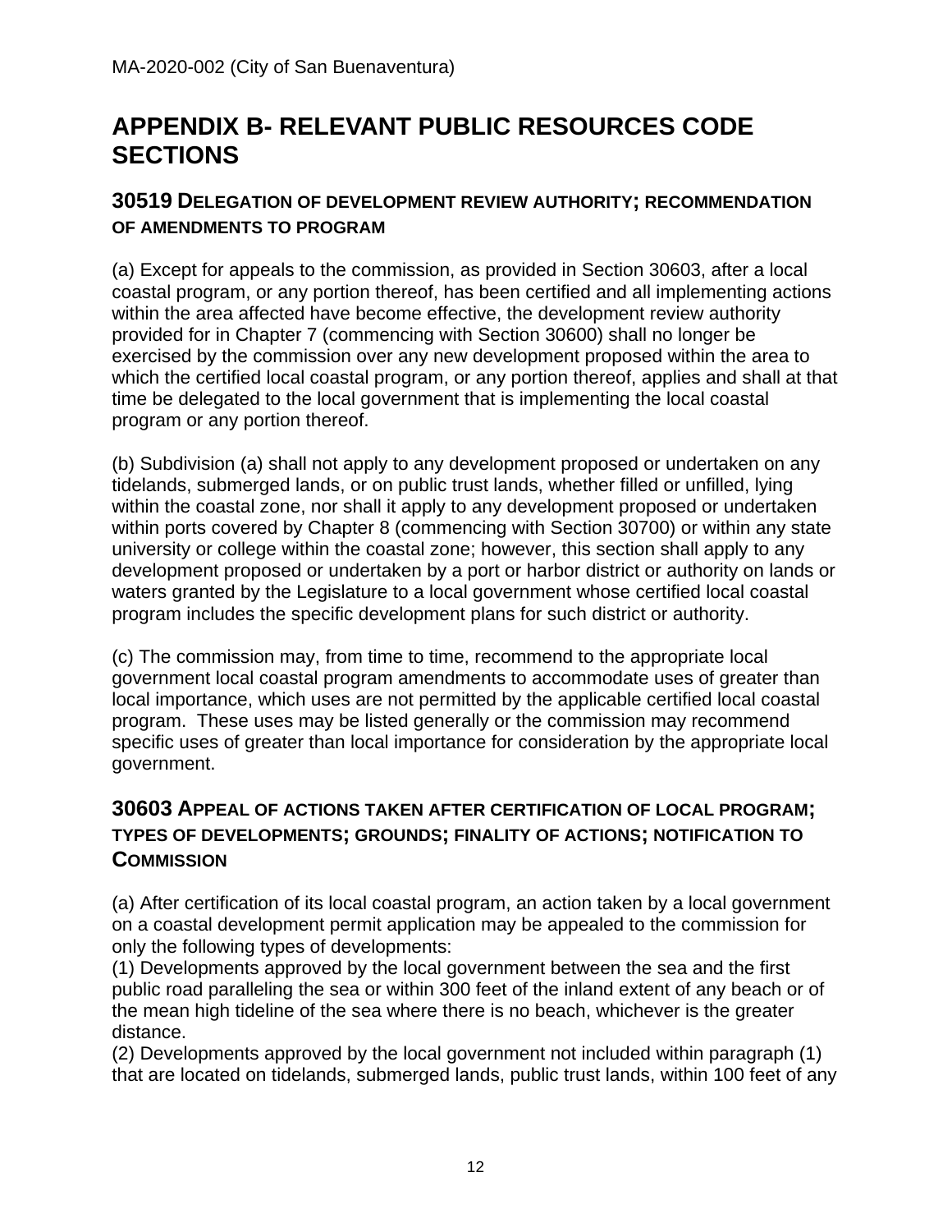# APPENDIX B- RELEVANT PUBLIC RESOURCES CODE SECTIONS

## 30519 Delegation of development review authority; recommendation of amendments to program

(a) Except for appeals to the commission, as provided in Section 30603, after a local coastal program, or any portion thereof, has been certified and all implementing actions within the area affected have become effective, the development review authority provided for in Chapter 7 (commencing with Section 30600) shall no longer be exercised by the commission over any new development proposed within the area to which the certified local coastal program, or any portion thereof, applies and shall at that time be delegated to the local government that is implementing the local coastal program or any portion thereof.

(b) Subdivision (a) shall not apply to any development proposed or undertaken on any tidelands, submerged lands, or on public trust lands, whether filled or unfilled, lying within the coastal zone, nor shall it apply to any development proposed or undertaken within ports covered by Chapter 8 (commencing with Section 30700) or within any state university or college within the coastal zone; however, this section shall apply to any development proposed or undertaken by a port or harbor district or authority on lands or waters granted by the Legislature to a local government whose certified local coastal program includes the specific development plans for such district or authority.

(c) The commission may, from time to time, recommend to the appropriate local government local coastal program amendments to accommodate uses of greater than local importance, which uses are not permitted by the applicable certified local coastal program. These uses may be listed generally or the commission may recommend specific uses of greater than local importance for consideration by the appropriate local government.

## 30603 Appeal of actions taken after certification of local program; types of developments; grounds; finality of actions; notification to Commission

(a) After certification of its local coastal program, an action taken by a local government on a coastal development permit application may be appealed to the commission for only the following types of developments:
(1) Developments approved by the local government between the sea and the first public road paralleling the sea or within 300 feet of the inland extent of any beach or of the mean high tideline of the sea where there is no beach, whichever is the greater distance.
(2) Developments approved by the local government not included within paragraph (1) that are located on tidelands, submerged lands, public trust lands, within 100 feet of any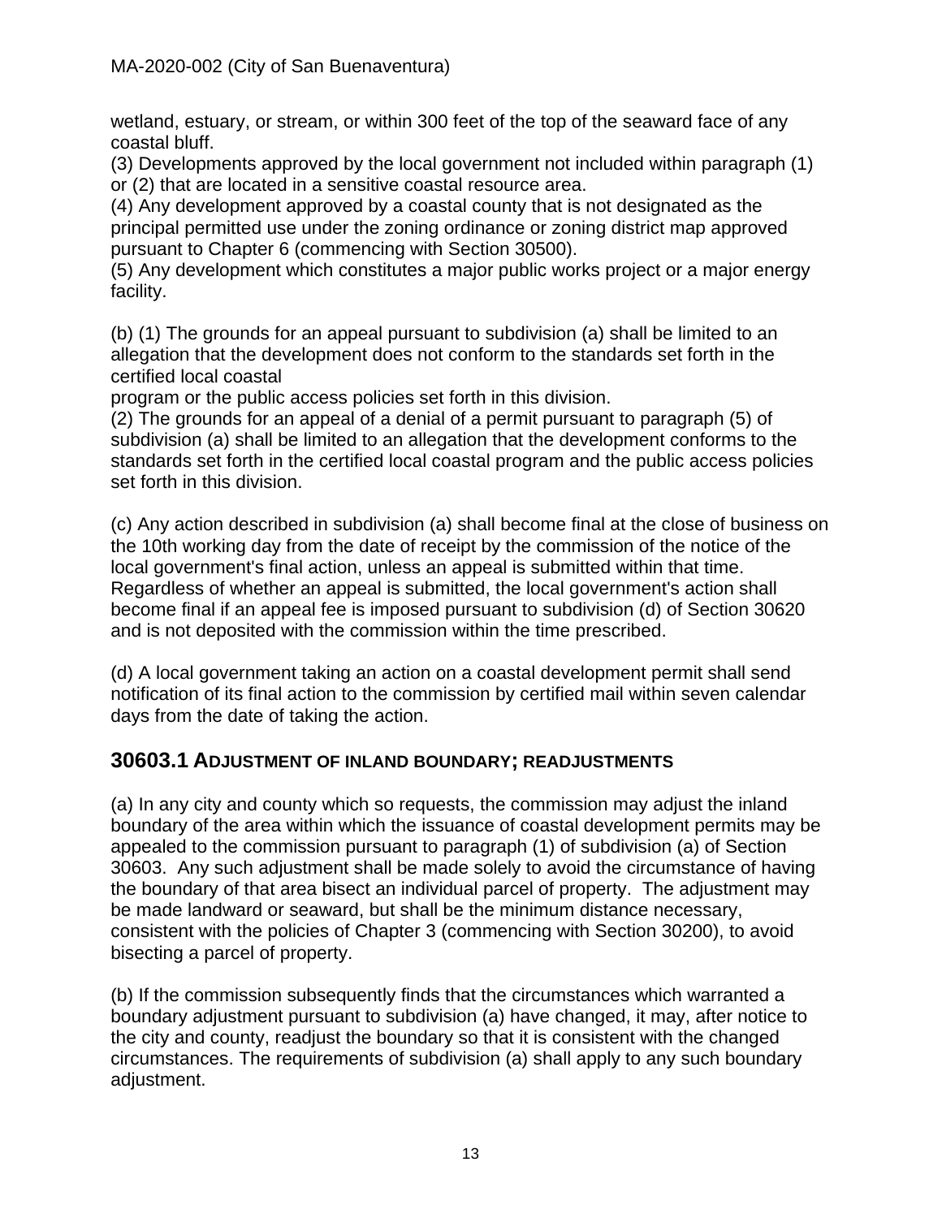wetland, estuary, or stream, or within 300 feet of the top of the seaward face of any coastal bluff.

(3) Developments approved by the local government not included within paragraph (1) or (2) that are located in a sensitive coastal resource area.

(4) Any development approved by a coastal county that is not designated as the principal permitted use under the zoning ordinance or zoning district map approved pursuant to Chapter 6 (commencing with Section 30500).

(5) Any development which constitutes a major public works project or a major energy facility.

(b) (1) The grounds for an appeal pursuant to subdivision (a) shall be limited to an allegation that the development does not conform to the standards set forth in the certified local coastal program or the public access policies set forth in this division.

(2) The grounds for an appeal of a denial of a permit pursuant to paragraph (5) of subdivision (a) shall be limited to an allegation that the development conforms to the standards set forth in the certified local coastal program and the public access policies set forth in this division.

(c) Any action described in subdivision (a) shall become final at the close of business on the 10th working day from the date of receipt by the commission of the notice of the local government's final action, unless an appeal is submitted within that time. Regardless of whether an appeal is submitted, the local government's action shall become final if an appeal fee is imposed pursuant to subdivision (d) of Section 30620 and is not deposited with the commission within the time prescribed.

(d) A local government taking an action on a coastal development permit shall send notification of its final action to the commission by certified mail within seven calendar days from the date of taking the action.

## 30603.1 Adjustment of Inland Boundary; Readjustments

(a) In any city and county which so requests, the commission may adjust the inland boundary of the area within which the issuance of coastal development permits may be appealed to the commission pursuant to paragraph (1) of subdivision (a) of Section 30603. Any such adjustment shall be made solely to avoid the circumstance of having the boundary of that area bisect an individual parcel of property. The adjustment may be made landward or seaward, but shall be the minimum distance necessary, consistent with the policies of Chapter 3 (commencing with Section 30200), to avoid bisecting a parcel of property.

(b) If the commission subsequently finds that the circumstances which warranted a boundary adjustment pursuant to subdivision (a) have changed, it may, after notice to the city and county, readjust the boundary so that it is consistent with the changed circumstances. The requirements of subdivision (a) shall apply to any such boundary adjustment.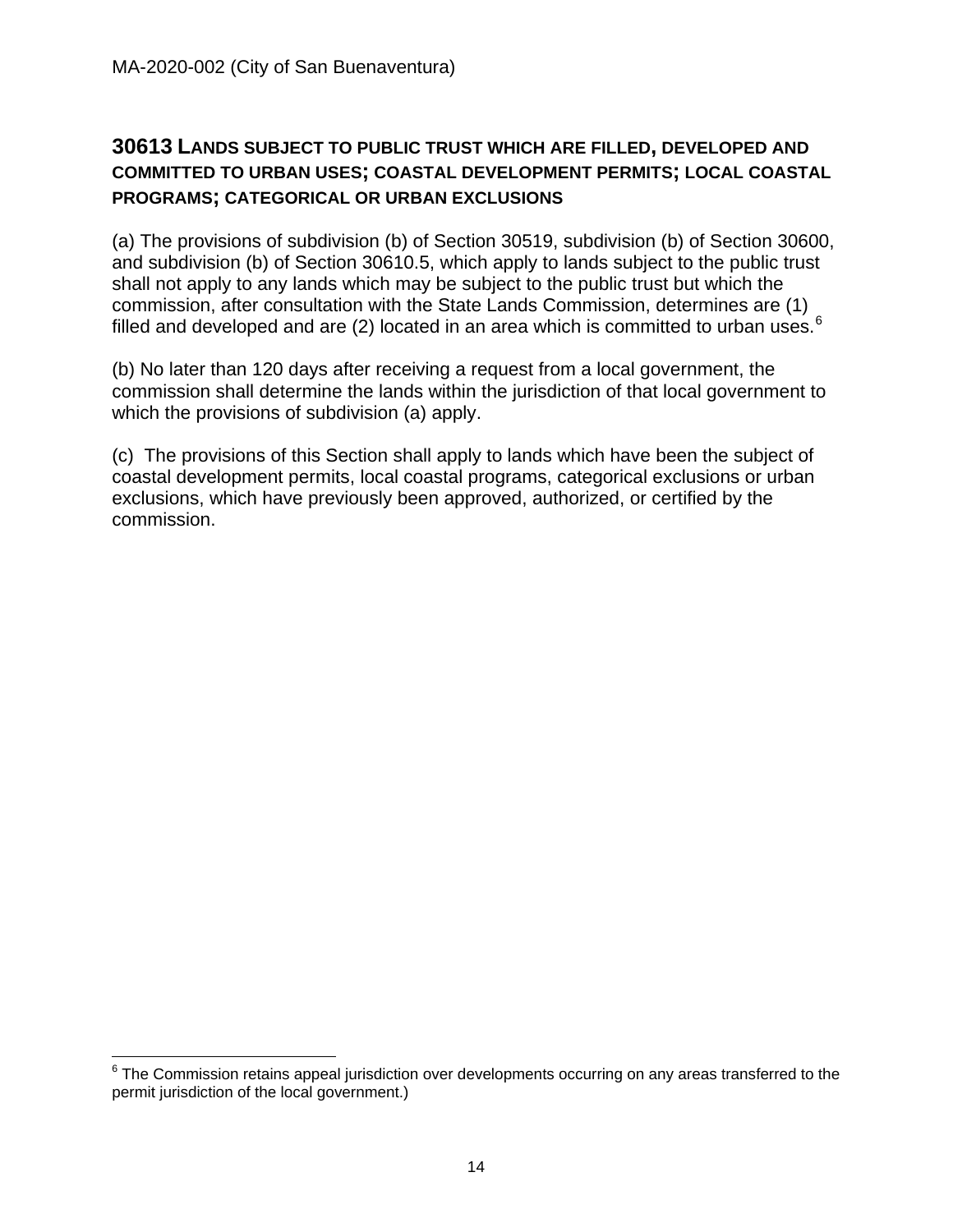## 30613 Lands subject to public trust which are filled, developed and committed to urban uses; coastal development permits; local coastal programs; categorical or urban exclusions

(a) The provisions of subdivision (b) of Section 30519, subdivision (b) of Section 30600, and subdivision (b) of Section 30610.5, which apply to lands subject to the public trust shall not apply to any lands which may be subject to the public trust but which the commission, after consultation with the State Lands Commission, determines are (1) filled and developed and are (2) located in an area which is committed to urban uses.[6]

(b) No later than 120 days after receiving a request from a local government, the commission shall determine the lands within the jurisdiction of that local government to which the provisions of subdivision (a) apply.

(c) The provisions of this Section shall apply to lands which have been the subject of coastal development permits, local coastal programs, categorical exclusions or urban exclusions, which have previously been approved, authorized, or certified by the commission.

---

[6] The Commission retains appeal jurisdiction over developments occurring on any areas transferred to the permit jurisdiction of the local government.)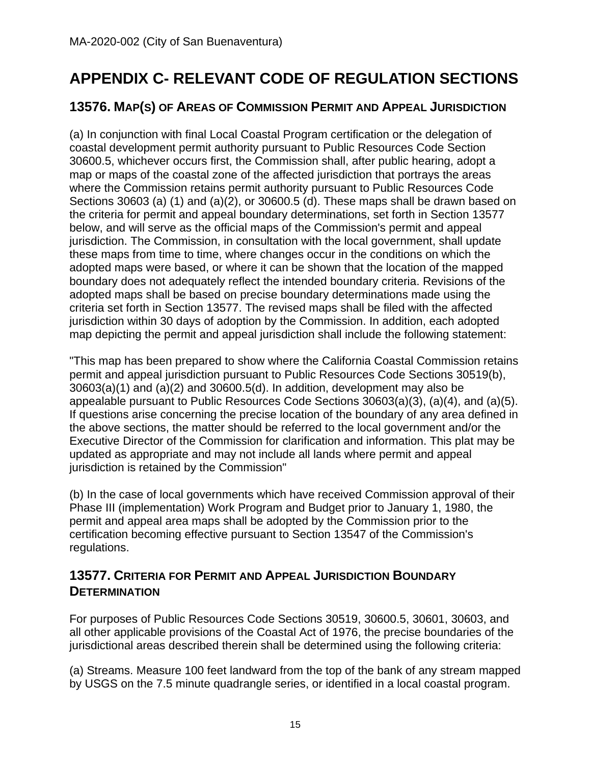# APPENDIX C- RELEVANT CODE OF REGULATION SECTIONS

## 13576. MAP(S) OF AREAS OF COMMISSION PERMIT AND APPEAL JURISDICTION

(a) In conjunction with final Local Coastal Program certification or the delegation of coastal development permit authority pursuant to Public Resources Code Section 30600.5, whichever occurs first, the Commission shall, after public hearing, adopt a map or maps of the coastal zone of the affected jurisdiction that portrays the areas where the Commission retains permit authority pursuant to Public Resources Code Sections 30603 (a) (1) and (a)(2), or 30600.5 (d). These maps shall be drawn based on the criteria for permit and appeal boundary determinations, set forth in Section 13577 below, and will serve as the official maps of the Commission's permit and appeal jurisdiction. The Commission, in consultation with the local government, shall update these maps from time to time, where changes occur in the conditions on which the adopted maps were based, or where it can be shown that the location of the mapped boundary does not adequately reflect the intended boundary criteria. Revisions of the adopted maps shall be based on precise boundary determinations made using the criteria set forth in Section 13577. The revised maps shall be filed with the affected jurisdiction within 30 days of adoption by the Commission. In addition, each adopted map depicting the permit and appeal jurisdiction shall include the following statement:

"This map has been prepared to show where the California Coastal Commission retains permit and appeal jurisdiction pursuant to Public Resources Code Sections 30519(b), 30603(a)(1) and (a)(2) and 30600.5(d). In addition, development may also be appealable pursuant to Public Resources Code Sections 30603(a)(3), (a)(4), and (a)(5). If questions arise concerning the precise location of the boundary of any area defined in the above sections, the matter should be referred to the local government and/or the Executive Director of the Commission for clarification and information. This plat may be updated as appropriate and may not include all lands where permit and appeal jurisdiction is retained by the Commission"

(b) In the case of local governments which have received Commission approval of their Phase III (implementation) Work Program and Budget prior to January 1, 1980, the permit and appeal area maps shall be adopted by the Commission prior to the certification becoming effective pursuant to Section 13547 of the Commission's regulations.

## 13577. CRITERIA FOR PERMIT AND APPEAL JURISDICTION BOUNDARY DETERMINATION

For purposes of Public Resources Code Sections 30519, 30600.5, 30601, 30603, and all other applicable provisions of the Coastal Act of 1976, the precise boundaries of the jurisdictional areas described therein shall be determined using the following criteria:

(a) Streams. Measure 100 feet landward from the top of the bank of any stream mapped by USGS on the 7.5 minute quadrangle series, or identified in a local coastal program.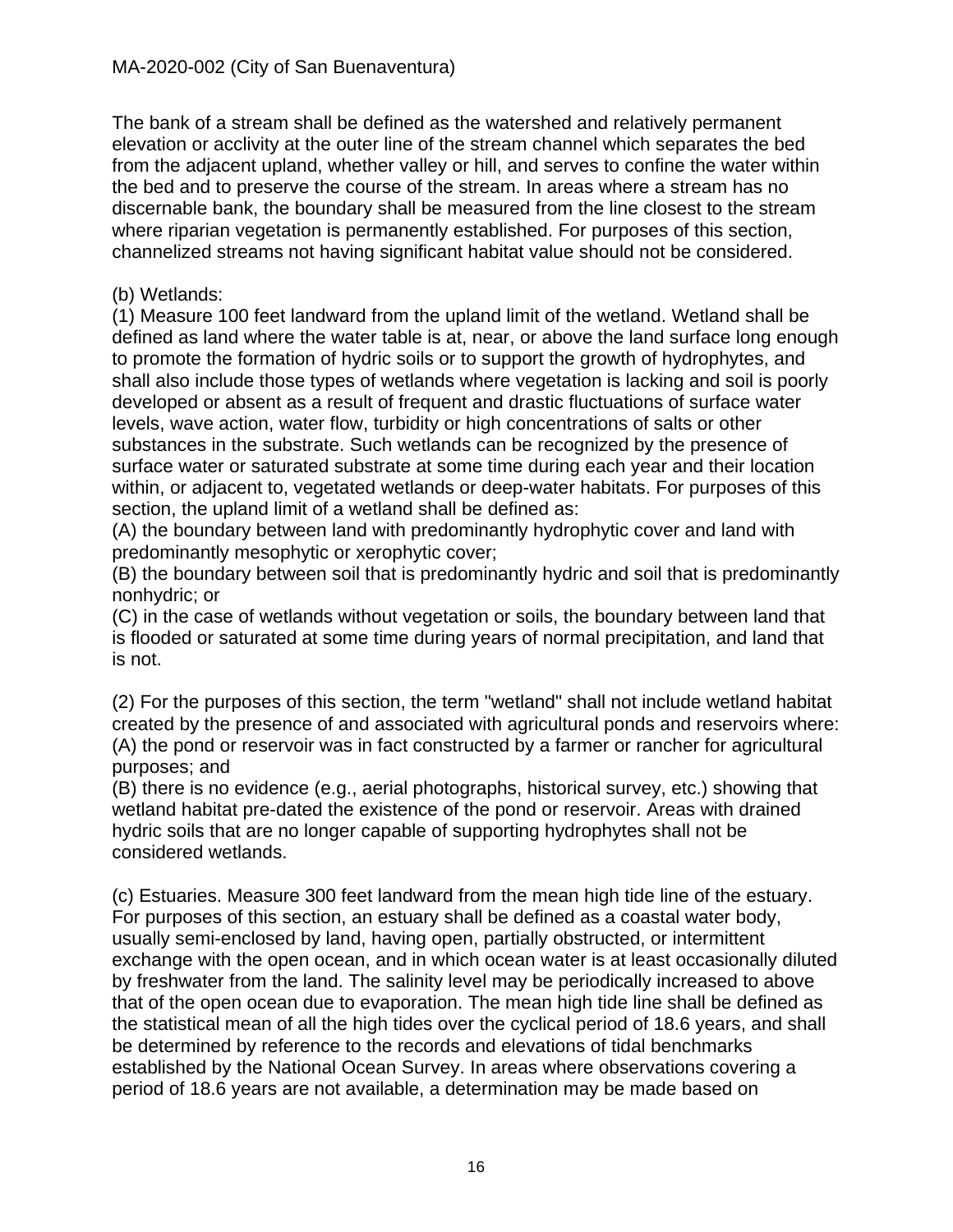The bank of a stream shall be defined as the watershed and relatively permanent elevation or acclivity at the outer line of the stream channel which separates the bed from the adjacent upland, whether valley or hill, and serves to confine the water within the bed and to preserve the course of the stream. In areas where a stream has no discernable bank, the boundary shall be measured from the line closest to the stream where riparian vegetation is permanently established. For purposes of this section, channelized streams not having significant habitat value should not be considered.

(b) Wetlands:
(1) Measure 100 feet landward from the upland limit of the wetland. Wetland shall be defined as land where the water table is at, near, or above the land surface long enough to promote the formation of hydric soils or to support the growth of hydrophytes, and shall also include those types of wetlands where vegetation is lacking and soil is poorly developed or absent as a result of frequent and drastic fluctuations of surface water levels, wave action, water flow, turbidity or high concentrations of salts or other substances in the substrate. Such wetlands can be recognized by the presence of surface water or saturated substrate at some time during each year and their location within, or adjacent to, vegetated wetlands or deep-water habitats. For purposes of this section, the upland limit of a wetland shall be defined as:
(A) the boundary between land with predominantly hydrophytic cover and land with predominantly mesophytic or xerophytic cover;
(B) the boundary between soil that is predominantly hydric and soil that is predominantly nonhydric; or
(C) in the case of wetlands without vegetation or soils, the boundary between land that is flooded or saturated at some time during years of normal precipitation, and land that is not.

(2) For the purposes of this section, the term "wetland" shall not include wetland habitat created by the presence of and associated with agricultural ponds and reservoirs where:
(A) the pond or reservoir was in fact constructed by a farmer or rancher for agricultural purposes; and
(B) there is no evidence (e.g., aerial photographs, historical survey, etc.) showing that wetland habitat pre-dated the existence of the pond or reservoir. Areas with drained hydric soils that are no longer capable of supporting hydrophytes shall not be considered wetlands.

(c) Estuaries. Measure 300 feet landward from the mean high tide line of the estuary. For purposes of this section, an estuary shall be defined as a coastal water body, usually semi-enclosed by land, having open, partially obstructed, or intermittent exchange with the open ocean, and in which ocean water is at least occasionally diluted by freshwater from the land. The salinity level may be periodically increased to above that of the open ocean due to evaporation. The mean high tide line shall be defined as the statistical mean of all the high tides over the cyclical period of 18.6 years, and shall be determined by reference to the records and elevations of tidal benchmarks established by the National Ocean Survey. In areas where observations covering a period of 18.6 years are not available, a determination may be made based on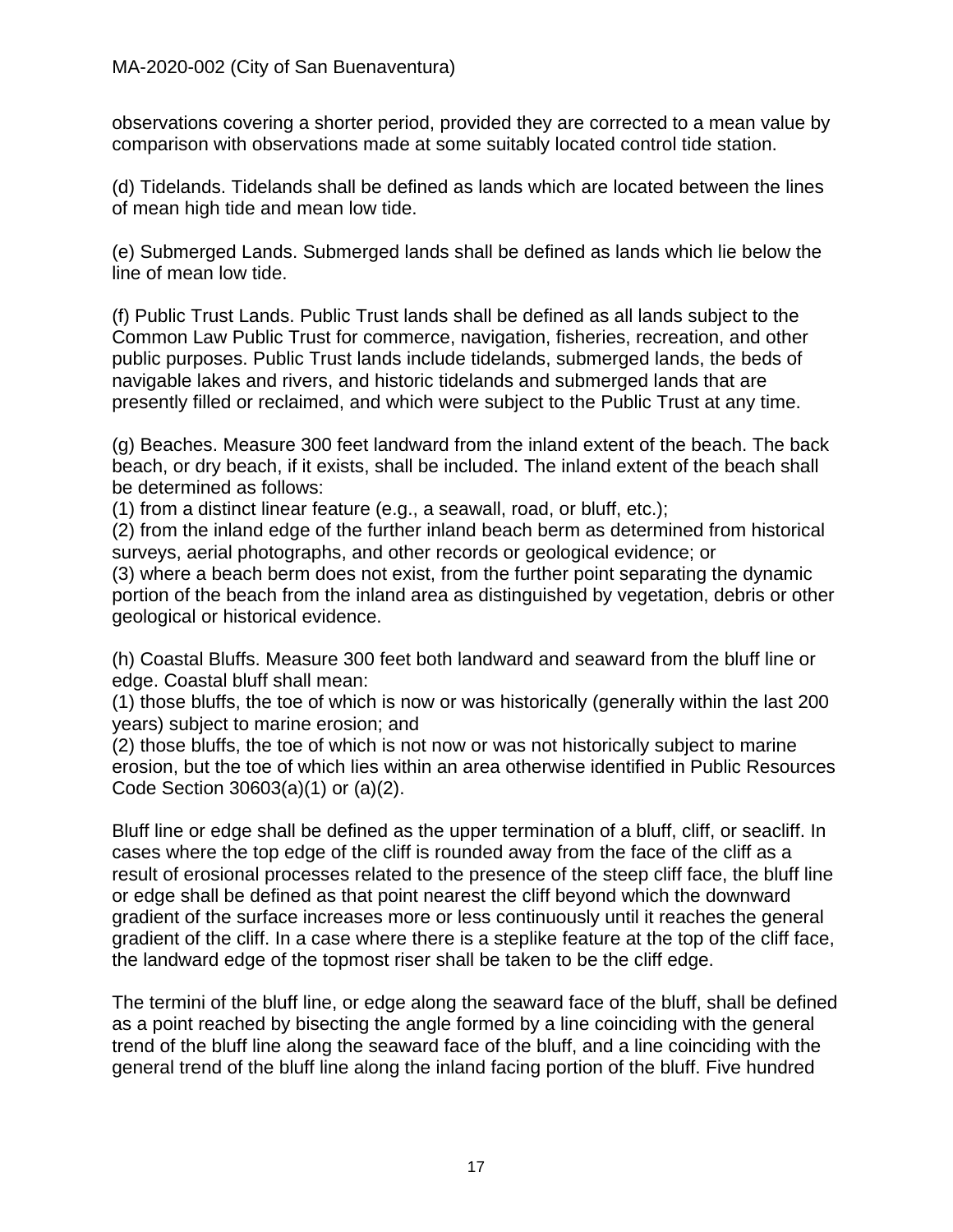observations covering a shorter period, provided they are corrected to a mean value by comparison with observations made at some suitably located control tide station.

(d) Tidelands. Tidelands shall be defined as lands which are located between the lines of mean high tide and mean low tide.

(e) Submerged Lands. Submerged lands shall be defined as lands which lie below the line of mean low tide.

(f) Public Trust Lands. Public Trust lands shall be defined as all lands subject to the Common Law Public Trust for commerce, navigation, fisheries, recreation, and other public purposes. Public Trust lands include tidelands, submerged lands, the beds of navigable lakes and rivers, and historic tidelands and submerged lands that are presently filled or reclaimed, and which were subject to the Public Trust at any time.

(g) Beaches. Measure 300 feet landward from the inland extent of the beach. The back beach, or dry beach, if it exists, shall be included. The inland extent of the beach shall be determined as follows:
(1) from a distinct linear feature (e.g., a seawall, road, or bluff, etc.);
(2) from the inland edge of the further inland beach berm as determined from historical surveys, aerial photographs, and other records or geological evidence; or
(3) where a beach berm does not exist, from the further point separating the dynamic portion of the beach from the inland area as distinguished by vegetation, debris or other geological or historical evidence.

(h) Coastal Bluffs. Measure 300 feet both landward and seaward from the bluff line or edge. Coastal bluff shall mean:
(1) those bluffs, the toe of which is now or was historically (generally within the last 200 years) subject to marine erosion; and
(2) those bluffs, the toe of which is not now or was not historically subject to marine erosion, but the toe of which lies within an area otherwise identified in Public Resources Code Section 30603(a)(1) or (a)(2).

Bluff line or edge shall be defined as the upper termination of a bluff, cliff, or seacliff. In cases where the top edge of the cliff is rounded away from the face of the cliff as a result of erosional processes related to the presence of the steep cliff face, the bluff line or edge shall be defined as that point nearest the cliff beyond which the downward gradient of the surface increases more or less continuously until it reaches the general gradient of the cliff. In a case where there is a steplike feature at the top of the cliff face, the landward edge of the topmost riser shall be taken to be the cliff edge.

The termini of the bluff line, or edge along the seaward face of the bluff, shall be defined as a point reached by bisecting the angle formed by a line coinciding with the general trend of the bluff line along the seaward face of the bluff, and a line coinciding with the general trend of the bluff line along the inland facing portion of the bluff. Five hundred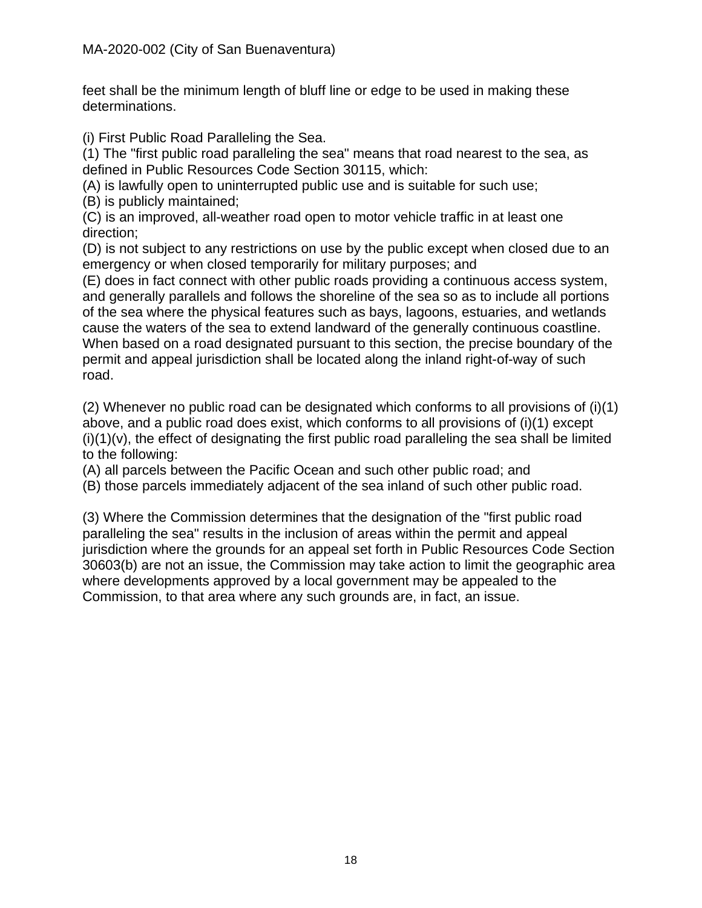feet shall be the minimum length of bluff line or edge to be used in making these determinations.

(i) First Public Road Paralleling the Sea.
(1) The "first public road paralleling the sea" means that road nearest to the sea, as defined in Public Resources Code Section 30115, which:
(A) is lawfully open to uninterrupted public use and is suitable for such use;
(B) is publicly maintained;
(C) is an improved, all-weather road open to motor vehicle traffic in at least one direction;
(D) is not subject to any restrictions on use by the public except when closed due to an emergency or when closed temporarily for military purposes; and
(E) does in fact connect with other public roads providing a continuous access system, and generally parallels and follows the shoreline of the sea so as to include all portions of the sea where the physical features such as bays, lagoons, estuaries, and wetlands cause the waters of the sea to extend landward of the generally continuous coastline. When based on a road designated pursuant to this section, the precise boundary of the permit and appeal jurisdiction shall be located along the inland right-of-way of such road.

(2) Whenever no public road can be designated which conforms to all provisions of (i)(1) above, and a public road does exist, which conforms to all provisions of (i)(1) except (i)(1)(v), the effect of designating the first public road paralleling the sea shall be limited to the following:
(A) all parcels between the Pacific Ocean and such other public road; and
(B) those parcels immediately adjacent of the sea inland of such other public road.

(3) Where the Commission determines that the designation of the "first public road paralleling the sea" results in the inclusion of areas within the permit and appeal jurisdiction where the grounds for an appeal set forth in Public Resources Code Section 30603(b) are not an issue, the Commission may take action to limit the geographic area where developments approved by a local government may be appealed to the Commission, to that area where any such grounds are, in fact, an issue.